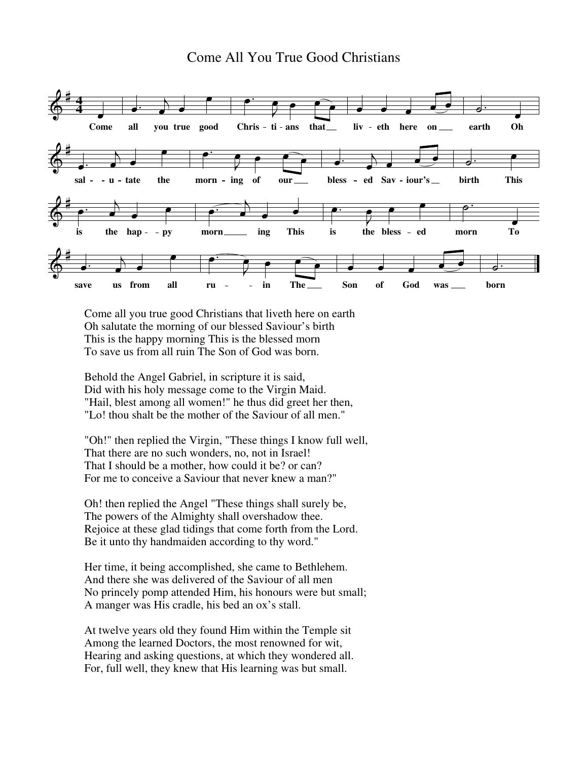# Come All You True Good Christians

Come all you true good Christians that liveth here on earth
Oh salutate the morning of our blessed Saviour's birth
This is the happy morning This is the blessed morn
To save us from all ruin The Son of God was born.

Behold the Angel Gabriel, in scripture it is said,
Did with his holy message come to the Virgin Maid.
"Hail, blest among all women!" he thus did greet her then,
"Lo! thou shalt be the mother of the Saviour of all men."

"Oh!" then replied the Virgin, "These things I know full well,
That there are no such wonders, no, not in Israel!
That I should be a mother, how could it be? or can?
For me to conceive a Saviour that never knew a man?"

Oh! then replied the Angel "These things shall surely be,
The powers of the Almighty shall overshadow thee.
Rejoice at these glad tidings that come forth from the Lord.
Be it unto thy handmaiden according to thy word."

Her time, it being accomplished, she came to Bethlehem.
And there she was delivered of the Saviour of all men
No princely pomp attended Him, his honours were but small;
A manger was His cradle, his bed an ox's stall.

At twelve years old they found Him within the Temple sit
Among the learned Doctors, the most renowned for wit,
Hearing and asking questions, at which they wondered all.
For, full well, they knew that His learning was but small.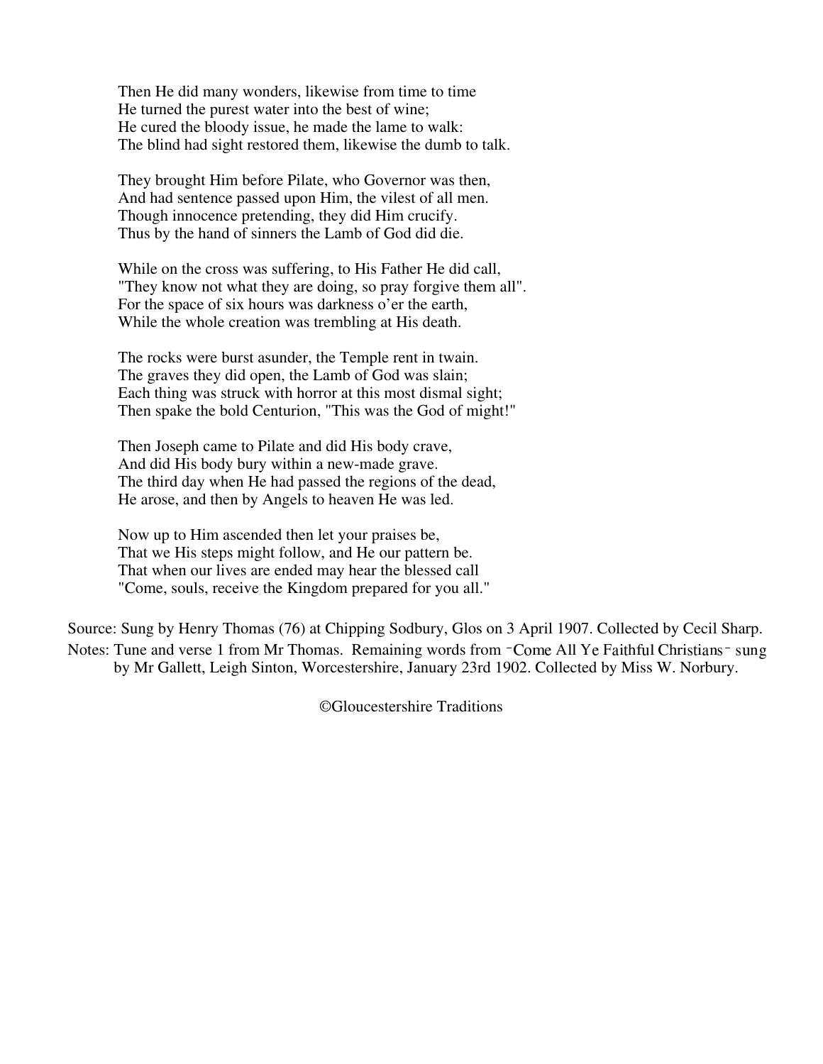Then He did many wonders, likewise from time to time
He turned the purest water into the best of wine;
He cured the bloody issue, he made the lame to walk:
The blind had sight restored them, likewise the dumb to talk.

They brought Him before Pilate, who Governor was then,
And had sentence passed upon Him, the vilest of all men.
Though innocence pretending, they did Him crucify.
Thus by the hand of sinners the Lamb of God did die.

While on the cross was suffering, to His Father He did call,
"They know not what they are doing, so pray forgive them all".
For the space of six hours was darkness o'er the earth,
While the whole creation was trembling at His death.

The rocks were burst asunder, the Temple rent in twain.
The graves they did open, the Lamb of God was slain;
Each thing was struck with horror at this most dismal sight;
Then spake the bold Centurion, "This was the God of might!"

Then Joseph came to Pilate and did His body crave,
And did His body bury within a new-made grave.
The third day when He had passed the regions of the dead,
He arose, and then by Angels to heaven He was led.

Now up to Him ascended then let your praises be,
That we His steps might follow, and He our pattern be.
That when our lives are ended may hear the blessed call
"Come, souls, receive the Kingdom prepared for you all."

Source: Sung by Henry Thomas (76) at Chipping Sodbury, Glos on 3 April 1907. Collected by Cecil Sharp.
Notes: Tune and verse 1 from Mr Thomas. Remaining words from "Come All Ye Faithful Christians" sung by Mr Gallett, Leigh Sinton, Worcestershire, January 23rd 1902. Collected by Miss W. Norbury.

©Gloucestershire Traditions